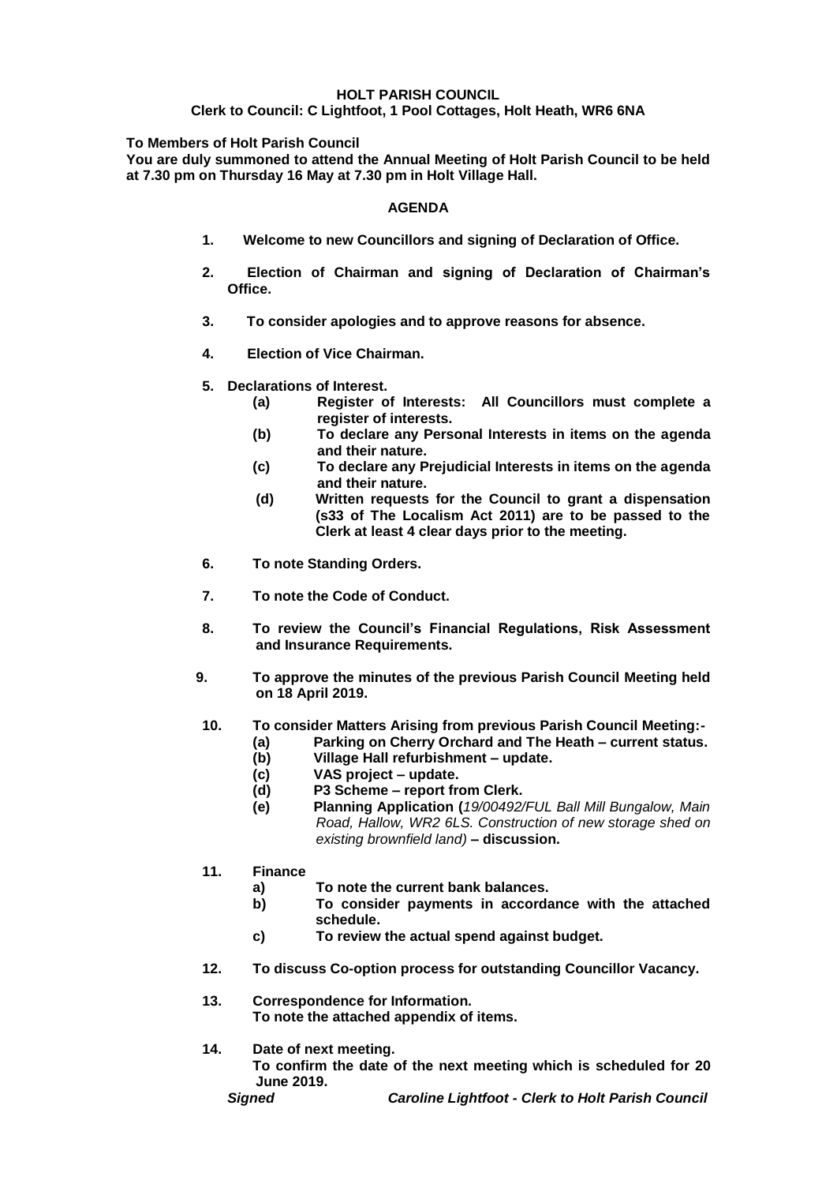**HOLT PARISH COUNCIL**
**Clerk to Council: C Lightfoot, 1 Pool Cottages, Holt Heath, WR6 6NA**

**To Members of Holt Parish Council**
**You are duly summoned to attend the Annual Meeting of Holt Parish Council to be held at 7.30 pm on Thursday 16 May at 7.30 pm in Holt Village Hall.**

## AGENDA

1. **Welcome to new Councillors and signing of Declaration of Office.**

2. **Election of Chairman and signing of Declaration of Chairman's Office.**

3. **To consider apologies and to approve reasons for absence.**

4. **Election of Vice Chairman.**

5. **Declarations of Interest.**
   - **(a) Register of Interests: All Councillors must complete a register of interests.**
   - **(b) To declare any Personal Interests in items on the agenda and their nature.**
   - **(c) To declare any Prejudicial Interests in items on the agenda and their nature.**
   - **(d) Written requests for the Council to grant a dispensation (s33 of The Localism Act 2011) are to be passed to the Clerk at least 4 clear days prior to the meeting.**

6. **To note Standing Orders.**

7. **To note the Code of Conduct.**

8. **To review the Council's Financial Regulations, Risk Assessment and Insurance Requirements.**

9. **To approve the minutes of the previous Parish Council Meeting held on 18 April 2019.**

10. **To consider Matters Arising from previous Parish Council Meeting:-**
    - **(a) Parking on Cherry Orchard and The Heath – current status.**
    - **(b) Village Hall refurbishment – update.**
    - **(c) VAS project – update.**
    - **(d) P3 Scheme – report from Clerk.**
    - **(e) Planning Application (***19/00492/FUL Ball Mill Bungalow, Main Road, Hallow, WR2 6LS. Construction of new storage shed on existing brownfield land)* **– discussion.**

11. **Finance**
    - **a) To note the current bank balances.**
    - **b) To consider payments in accordance with the attached schedule.**
    - **c) To review the actual spend against budget.**

12. **To discuss Co-option process for outstanding Councillor Vacancy.**

13. **Correspondence for Information.**
    **To note the attached appendix of items.**

14. **Date of next meeting.**
    **To confirm the date of the next meeting which is scheduled for 20 June 2019.**

***Signed*** ***Caroline Lightfoot - Clerk to Holt Parish Council***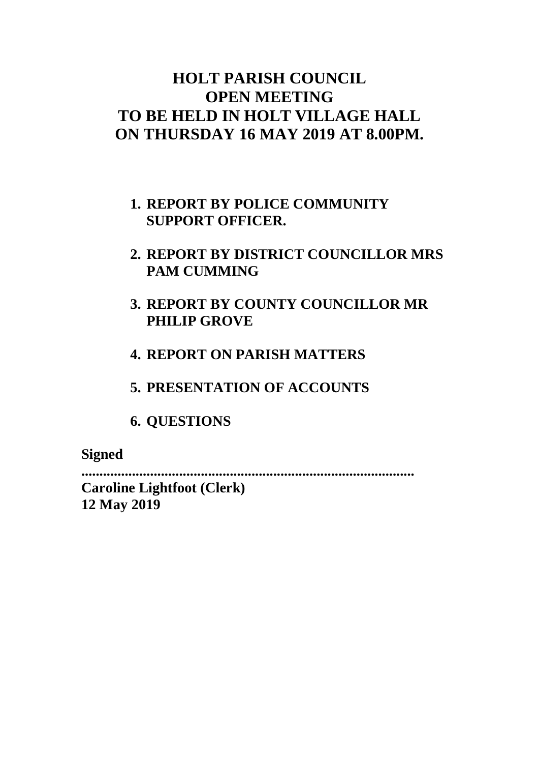# HOLT PARISH COUNCIL
# OPEN MEETING
# TO BE HELD IN HOLT VILLAGE HALL
# ON THURSDAY 16 MAY 2019 AT 8.00PM.

1. **REPORT BY POLICE COMMUNITY SUPPORT OFFICER.**
2. **REPORT BY DISTRICT COUNCILLOR MRS PAM CUMMING**
3. **REPORT BY COUNTY COUNCILLOR MR PHILIP GROVE**
4. **REPORT ON PARISH MATTERS**
5. **PRESENTATION OF ACCOUNTS**
6. **QUESTIONS**

**Signed**

**.........................................................................................**

**Caroline Lightfoot (Clerk)**
**12 May 2019**